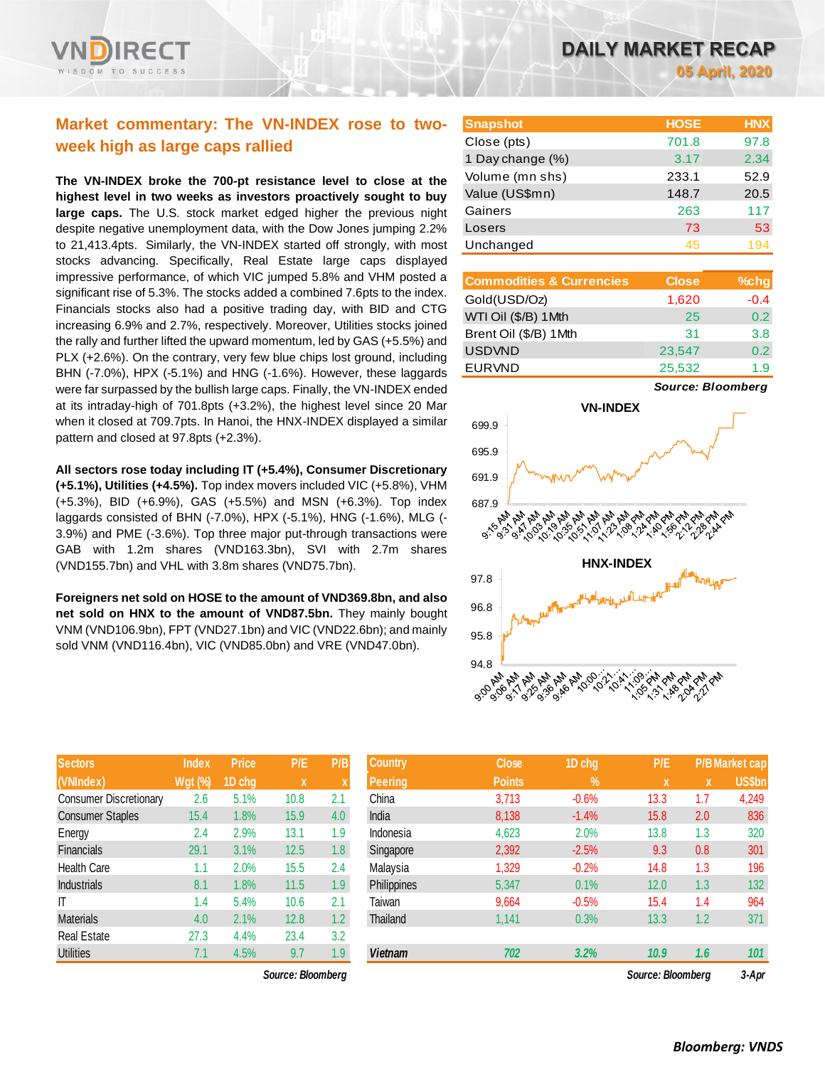# DAILY MARKET RECAP

**05 April, 2020**

## Market commentary: The VN-INDEX rose to two-week high as large caps rallied

**The VN-INDEX broke the 700-pt resistance level to close at the highest level in two weeks as investors proactively sought to buy large caps.** The U.S. stock market edged higher the previous night despite negative unemployment data, with the Dow Jones jumping 2.2% to 21,413.4pts. Similarly, the VN-INDEX started off strongly, with most stocks advancing. Specifically, Real Estate large caps displayed impressive performance, of which VIC jumped 5.8% and VHM posted a significant rise of 5.3%. The stocks added a combined 7.6pts to the index. Financials stocks also had a positive trading day, with BID and CTG increasing 6.9% and 2.7%, respectively. Moreover, Utilities stocks joined the rally and further lifted the upward momentum, led by GAS (+5.5%) and PLX (+2.6%). On the contrary, very few blue chips lost ground, including BHN (-7.0%), HPX (-5.1%) and HNG (-1.6%). However, these laggards were far surpassed by the bullish large caps. Finally, the VN-INDEX ended at its intraday-high of 701.8pts (+3.2%), the highest level since 20 Mar when it closed at 709.7pts. In Hanoi, the HNX-INDEX displayed a similar pattern and closed at 97.8pts (+2.3%).

**All sectors rose today including IT (+5.4%), Consumer Discretionary (+5.1%), Utilities (+4.5%).** Top index movers included VIC (+5.8%), VHM (+5.3%), BID (+6.9%), GAS (+5.5%) and MSN (+6.3%). Top index laggards consisted of BHN (-7.0%), HPX (-5.1%), HNG (-1.6%), MLG (-3.9%) and PME (-3.6%). Top three major put-through transactions were GAB with 1.2m shares (VND163.3bn), SVI with 2.7m shares (VND155.7bn) and VHL with 3.8m shares (VND75.7bn).

**Foreigners net sold on HOSE to the amount of VND369.8bn, and also net sold on HNX to the amount of VND87.5bn.** They mainly bought VNM (VND106.9bn), FPT (VND27.1bn) and VIC (VND22.6bn); and mainly sold VNM (VND116.4bn), VIC (VND85.0bn) and VRE (VND47.0bn).

| Snapshot | HOSE | HNX |
|---|---|---|
| Close (pts) | 701.8 | 97.8 |
| 1 Day change (%) | 3.17 | 2.34 |
| Volume (mn shs) | 233.1 | 52.9 |
| Value (US$mn) | 148.7 | 20.5 |
| Gainers | 263 | 117 |
| Losers | 73 | 53 |
| Unchanged | 45 | 194 |

| Commodities & Currencies | Close | %chg |
|---|---|---|
| Gold(USD/Oz) | 1,620 | -0.4 |
| WTI Oil ($/B) 1Mth | 25 | 0.2 |
| Brent Oil ($/B) 1Mth | 31 | 3.8 |
| USDVND | 23,547 | 0.2 |
| EURVND | 25,532 | 1.9 |

*Source: Bloomberg*

| Sectors (VNIndex) | Index Wgt (%) | Price 1D chg | P/E x | P/B x |
|---|---|---|---|---|
| Consumer Discretionary | 2.6 | 5.1% | 10.8 | 2.1 |
| Consumer Staples | 15.4 | 1.8% | 15.9 | 4.0 |
| Energy | 2.4 | 2.9% | 13.1 | 1.9 |
| Financials | 29.1 | 3.1% | 12.5 | 1.8 |
| Health Care | 1.1 | 2.0% | 15.5 | 2.4 |
| Industrials | 8.1 | 1.8% | 11.5 | 1.9 |
| IT | 1.4 | 5.4% | 10.6 | 2.1 |
| Materials | 4.0 | 2.1% | 12.8 | 1.2 |
| Real Estate | 27.3 | 4.4% | 23.4 | 3.2 |
| Utilities | 7.1 | 4.5% | 9.7 | 1.9 |

*Source: Bloomberg*

| Country Peering | Close Points | 1D chg % | P/E x | P/B x | Market cap US$bn |
|---|---|---|---|---|---|
| China | 3,713 | -0.6% | 13.3 | 1.7 | 4,249 |
| India | 8,138 | -1.4% | 15.8 | 2.0 | 836 |
| Indonesia | 4,623 | 2.0% | 13.8 | 1.3 | 320 |
| Singapore | 2,392 | -2.5% | 9.3 | 0.8 | 301 |
| Malaysia | 1,329 | -0.2% | 14.8 | 1.3 | 196 |
| Philippines | 5,347 | 0.1% | 12.0 | 1.3 | 132 |
| Taiwan | 9,664 | -0.5% | 15.4 | 1.4 | 964 |
| Thailand | 1,141 | 0.3% | 13.3 | 1.2 | 371 |
| *Vietnam* | *702* | *3.2%* | *10.9* | *1.6* | *101* |

*Source: Bloomberg* *3-Apr*

*Bloomberg: VNDS*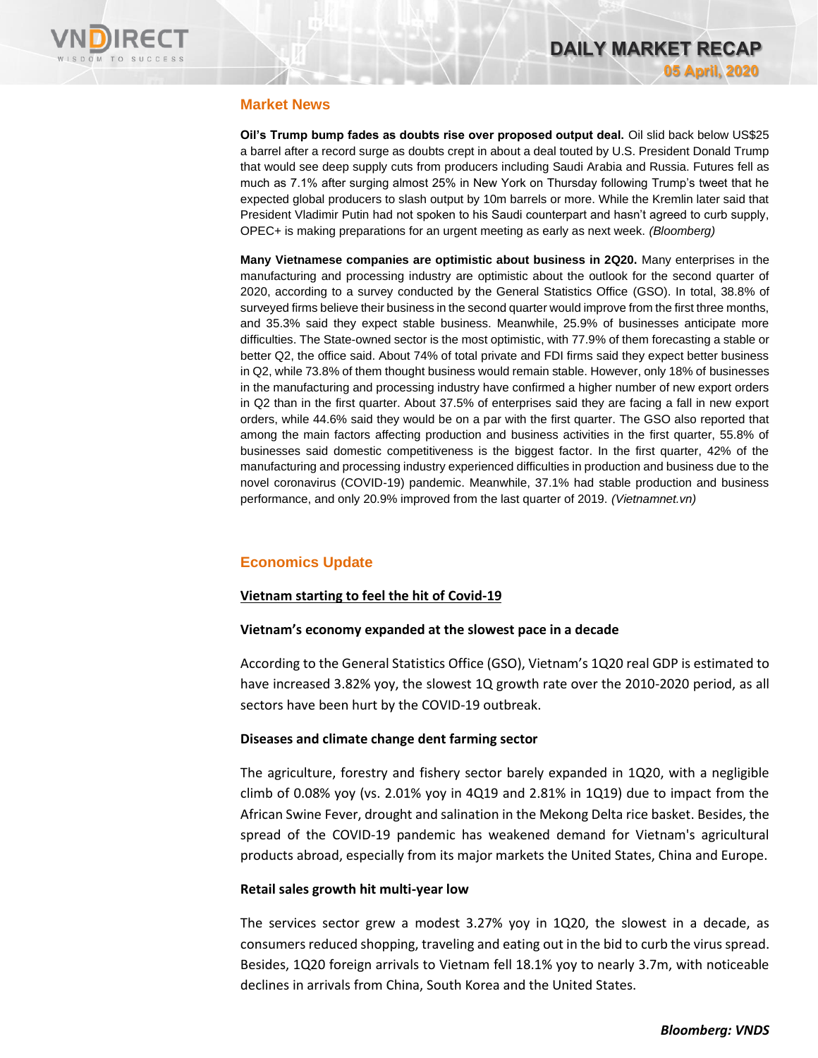## Market News

**Oil's Trump bump fades as doubts rise over proposed output deal.** Oil slid back below US$25 a barrel after a record surge as doubts crept in about a deal touted by U.S. President Donald Trump that would see deep supply cuts from producers including Saudi Arabia and Russia. Futures fell as much as 7.1% in New York on Thursday after surging almost 25% in New York on Thursday following Trump's tweet that he expected global producers to slash output by 10m barrels or more. While the Kremlin later said that President Vladimir Putin had not spoken to his Saudi counterpart and hasn't agreed to curb supply, OPEC+ is making preparations for an urgent meeting as early as next week. *(Bloomberg)*

**Many Vietnamese companies are optimistic about business in 2Q20.** Many enterprises in the manufacturing and processing industry are optimistic about the outlook for the second quarter of 2020, according to a survey conducted by the General Statistics Office (GSO). In total, 38.8% of surveyed firms believe their business in the second quarter would improve from the first three months, and 35.3% said they expect stable business. Meanwhile, 25.9% of businesses anticipate more difficulties. The State-owned sector is the most optimistic, with 77.9% of them forecasting a stable or better Q2, the office said. About 74% of total private and FDI firms said they expect better business in Q2, while 73.8% of them thought business would remain stable. However, only 18% of businesses in the manufacturing and processing industry have confirmed a higher number of new export orders in Q2 than in the first quarter. About 37.5% of enterprises said they are facing a fall in new export orders, while 44.6% said they would be on a par with the first quarter. The GSO also reported that among the main factors affecting production and business activities in the first quarter, 55.8% of businesses said domestic competitiveness is the biggest factor. In the first quarter, 42% of the manufacturing and processing industry experienced difficulties in production and business due to the novel coronavirus (COVID-19) pandemic. Meanwhile, 37.1% had stable production and business performance, and only 20.9% improved from the last quarter of 2019. *(Vietnamnet.vn)*

## Economics Update

### Vietnam starting to feel the hit of Covid-19

**Vietnam's economy expanded at the slowest pace in a decade**

According to the General Statistics Office (GSO), Vietnam's 1Q20 real GDP is estimated to have increased 3.82% yoy, the slowest 1Q growth rate over the 2010-2020 period, as all sectors have been hurt by the COVID-19 outbreak.

**Diseases and climate change dent farming sector**

The agriculture, forestry and fishery sector barely expanded in 1Q20, with a negligible climb of 0.08% yoy (vs. 2.01% yoy in 4Q19 and 2.81% in 1Q19) due to impact from the African Swine Fever, drought and salination in the Mekong Delta rice basket. Besides, the spread of the COVID-19 pandemic has weakened demand for Vietnam's agricultural products abroad, especially from its major markets the United States, China and Europe.

**Retail sales growth hit multi-year low**

The services sector grew a modest 3.27% yoy in 1Q20, the slowest in a decade, as consumers reduced shopping, traveling and eating out in the bid to curb the virus spread. Besides, 1Q20 foreign arrivals to Vietnam fell 18.1% yoy to nearly 3.7m, with noticeable declines in arrivals from China, South Korea and the United States.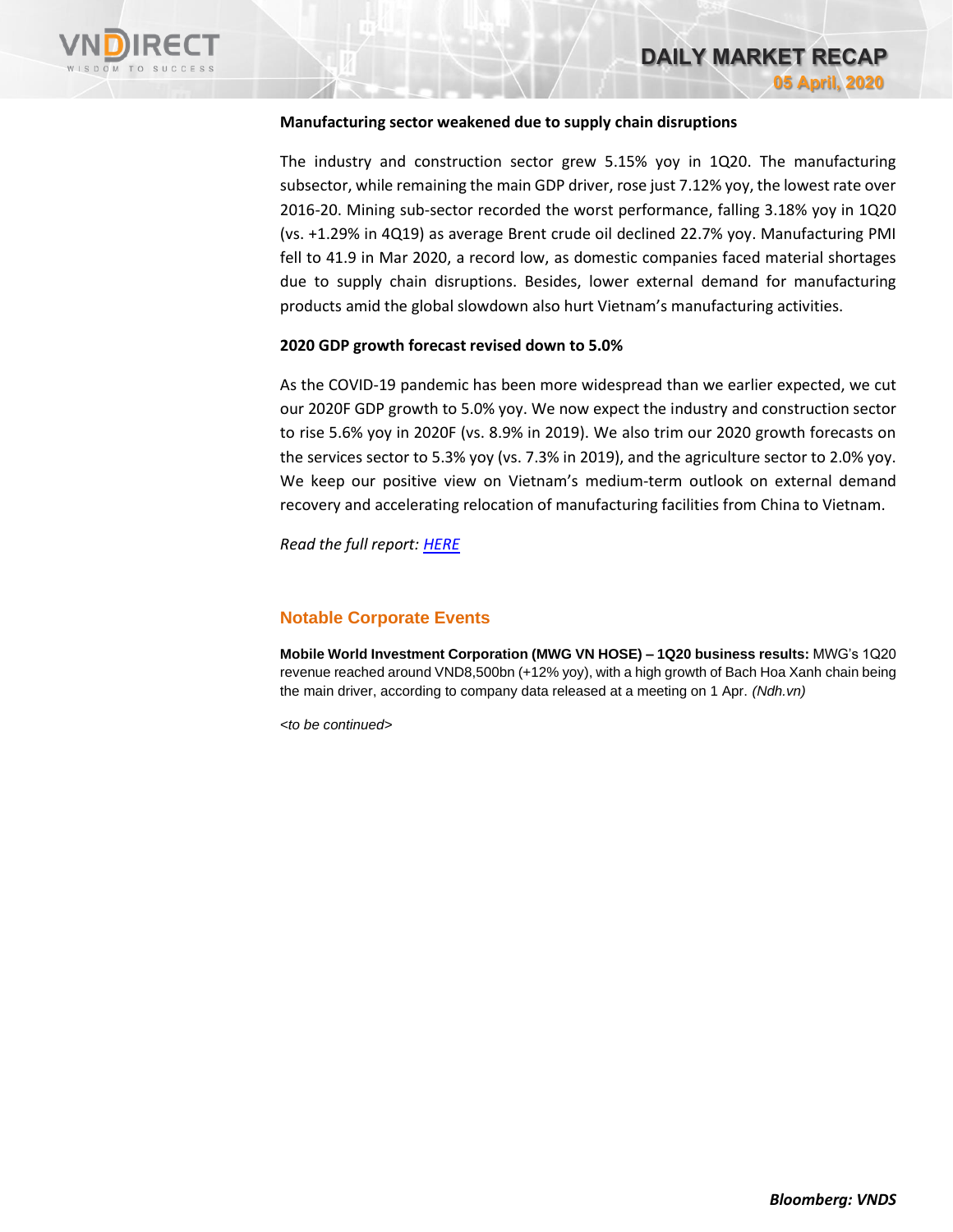**Manufacturing sector weakened due to supply chain disruptions**

The industry and construction sector grew 5.15% yoy in 1Q20. The manufacturing subsector, while remaining the main GDP driver, rose just 7.12% yoy, the lowest rate over 2016-20. Mining sub-sector recorded the worst performance, falling 3.18% yoy in 1Q20 (vs. +1.29% in 4Q19) as average Brent crude oil declined 22.7% yoy. Manufacturing PMI fell to 41.9 in Mar 2020, a record low, as domestic companies faced material shortages due to supply chain disruptions. Besides, lower external demand for manufacturing products amid the global slowdown also hurt Vietnam's manufacturing activities.

**2020 GDP growth forecast revised down to 5.0%**

As the COVID-19 pandemic has been more widespread than we earlier expected, we cut our 2020F GDP growth to 5.0% yoy. We now expect the industry and construction sector to rise 5.6% yoy in 2020F (vs. 8.9% in 2019). We also trim our 2020 growth forecasts on the services sector to 5.3% yoy (vs. 7.3% in 2019), and the agriculture sector to 2.0% yoy. We keep our positive view on Vietnam's medium-term outlook on external demand recovery and accelerating relocation of manufacturing facilities from China to Vietnam.

*Read the full report: HERE*

## Notable Corporate Events

**Mobile World Investment Corporation (MWG VN HOSE) – 1Q20 business results:** MWG's 1Q20 revenue reached around VND8,500bn (+12% yoy), with a high growth of Bach Hoa Xanh chain being the main driver, according to company data released at a meeting on 1 Apr. *(Ndh.vn)*

*<to be continued>*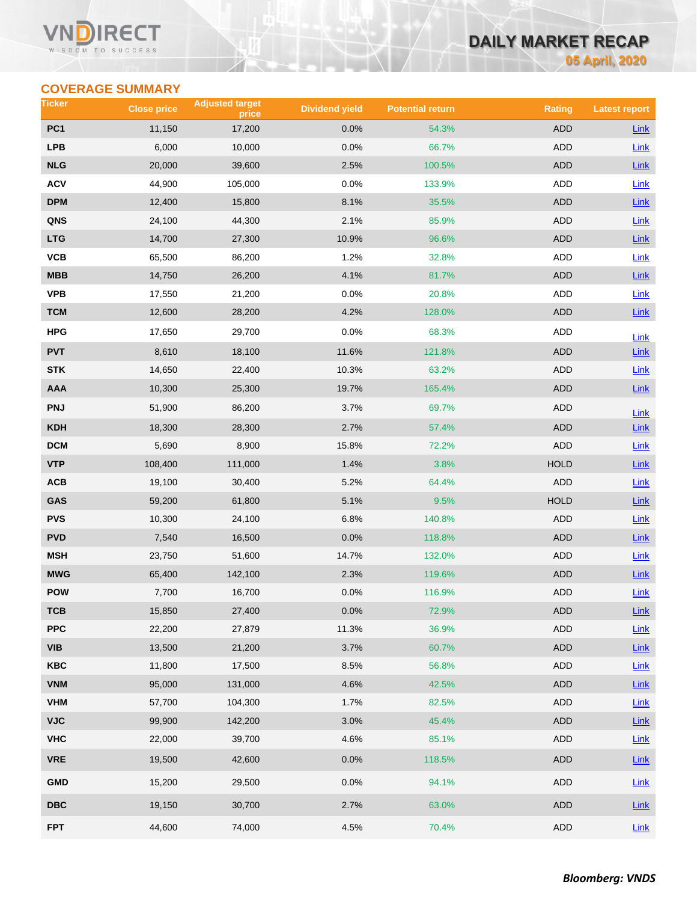## COVERAGE SUMMARY

| Ticker | Close price | Adjusted target price | Dividend yield | Potential return | Rating | Latest report |
|---|---|---|---|---|---|---|
| PC1 | 11,150 | 17,200 | 0.0% | 54.3% | ADD | Link |
| LPB | 6,000 | 10,000 | 0.0% | 66.7% | ADD | Link |
| NLG | 20,000 | 39,600 | 2.5% | 100.5% | ADD | Link |
| ACV | 44,900 | 105,000 | 0.0% | 133.9% | ADD | Link |
| DPM | 12,400 | 15,800 | 8.1% | 35.5% | ADD | Link |
| QNS | 24,100 | 44,300 | 2.1% | 85.9% | ADD | Link |
| LTG | 14,700 | 27,300 | 10.9% | 96.6% | ADD | Link |
| VCB | 65,500 | 86,200 | 1.2% | 32.8% | ADD | Link |
| MBB | 14,750 | 26,200 | 4.1% | 81.7% | ADD | Link |
| VPB | 17,550 | 21,200 | 0.0% | 20.8% | ADD | Link |
| TCM | 12,600 | 28,200 | 4.2% | 128.0% | ADD | Link |
| HPG | 17,650 | 29,700 | 0.0% | 68.3% | ADD | Link |
| PVT | 8,610 | 18,100 | 11.6% | 121.8% | ADD | Link |
| STK | 14,650 | 22,400 | 10.3% | 63.2% | ADD | Link |
| AAA | 10,300 | 25,300 | 19.7% | 165.4% | ADD | Link |
| PNJ | 51,900 | 86,200 | 3.7% | 69.7% | ADD | Link |
| KDH | 18,300 | 28,300 | 2.7% | 57.4% | ADD | Link |
| DCM | 5,690 | 8,900 | 15.8% | 72.2% | ADD | Link |
| VTP | 108,400 | 111,000 | 1.4% | 3.8% | HOLD | Link |
| ACB | 19,100 | 30,400 | 5.2% | 64.4% | ADD | Link |
| GAS | 59,200 | 61,800 | 5.1% | 9.5% | HOLD | Link |
| PVS | 10,300 | 24,100 | 6.8% | 140.8% | ADD | Link |
| PVD | 7,540 | 16,500 | 0.0% | 118.8% | ADD | Link |
| MSH | 23,750 | 51,600 | 14.7% | 132.0% | ADD | Link |
| MWG | 65,400 | 142,100 | 2.3% | 119.6% | ADD | Link |
| POW | 7,700 | 16,700 | 0.0% | 116.9% | ADD | Link |
| TCB | 15,850 | 27,400 | 0.0% | 72.9% | ADD | Link |
| PPC | 22,200 | 27,879 | 11.3% | 36.9% | ADD | Link |
| VIB | 13,500 | 21,200 | 3.7% | 60.7% | ADD | Link |
| KBC | 11,800 | 17,500 | 8.5% | 56.8% | ADD | Link |
| VNM | 95,000 | 131,000 | 4.6% | 42.5% | ADD | Link |
| VHM | 57,700 | 104,300 | 1.7% | 82.5% | ADD | Link |
| VJC | 99,900 | 142,200 | 3.0% | 45.4% | ADD | Link |
| VHC | 22,000 | 39,700 | 4.6% | 85.1% | ADD | Link |
| VRE | 19,500 | 42,600 | 0.0% | 118.5% | ADD | Link |
| GMD | 15,200 | 29,500 | 0.0% | 94.1% | ADD | Link |
| DBC | 19,150 | 30,700 | 2.7% | 63.0% | ADD | Link |
| FPT | 44,600 | 74,000 | 4.5% | 70.4% | ADD | Link |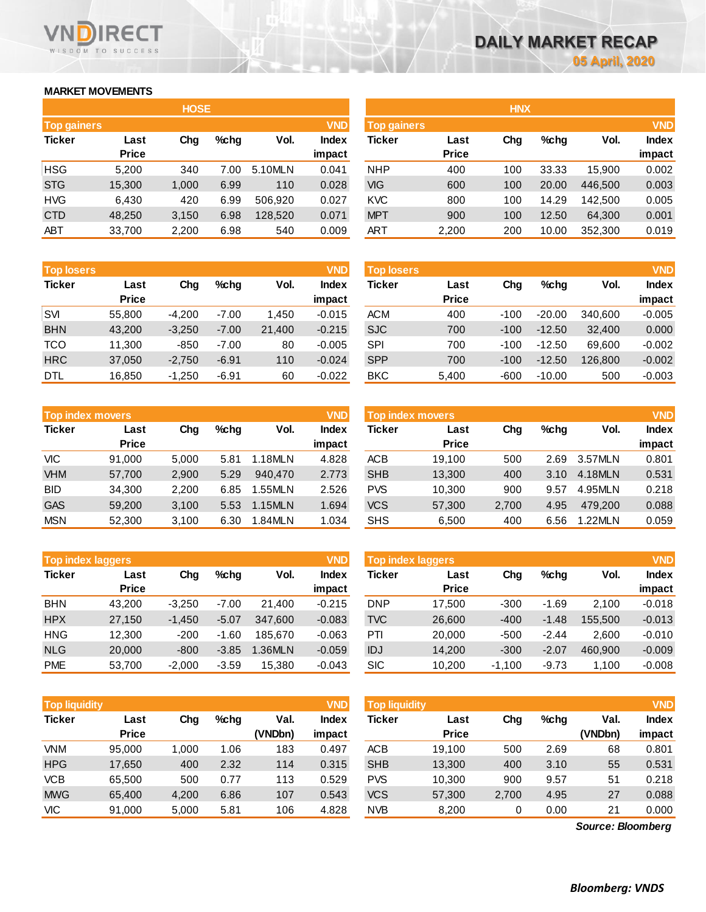# DAILY MARKET RECAP

05 April, 2020

## MARKET MOVEMENTS

### HOSE

| Top gainers | | | | | VND |
|---|---|---|---|---|---|
| Ticker | Last Price | Chg | %chg | Vol. | Index impact |
| HSG | 5,200 | 340 | 7.00 | 5.10MLN | 0.041 |
| STG | 15,300 | 1,000 | 6.99 | 110 | 0.028 |
| HVG | 6,430 | 420 | 6.99 | 506,920 | 0.027 |
| CTD | 48,250 | 3,150 | 6.98 | 128,520 | 0.071 |
| ABT | 33,700 | 2,200 | 6.98 | 540 | 0.009 |

| Top losers | | | | | VND |
|---|---|---|---|---|---|
| Ticker | Last Price | Chg | %chg | Vol. | Index impact |
| SVI | 55,800 | -4,200 | -7.00 | 1,450 | -0.015 |
| BHN | 43,200 | -3,250 | -7.00 | 21,400 | -0.215 |
| TCO | 11,300 | -850 | -7.00 | 80 | -0.005 |
| HRC | 37,050 | -2,750 | -6.91 | 110 | -0.024 |
| DTL | 16,850 | -1,250 | -6.91 | 60 | -0.022 |

| Top index movers | | | | | VND |
|---|---|---|---|---|---|
| Ticker | Last Price | Chg | %chg | Vol. | Index impact |
| VIC | 91,000 | 5,000 | 5.81 | 1.18MLN | 4.828 |
| VHM | 57,700 | 2,900 | 5.29 | 940,470 | 2.773 |
| BID | 34,300 | 2,200 | 6.85 | 1.55MLN | 2.526 |
| GAS | 59,200 | 3,100 | 5.53 | 1.15MLN | 1.694 |
| MSN | 52,300 | 3,100 | 6.30 | 1.84MLN | 1.034 |

| Top index laggers | | | | | VND |
|---|---|---|---|---|---|
| Ticker | Last Price | Chg | %chg | Vol. | Index impact |
| BHN | 43,200 | -3,250 | -7.00 | 21,400 | -0.215 |
| HPX | 27,150 | -1,450 | -5.07 | 347,600 | -0.083 |
| HNG | 12,300 | -200 | -1.60 | 185,670 | -0.063 |
| NLG | 20,000 | -800 | -3.85 | 1.36MLN | -0.059 |
| PME | 53,700 | -2,000 | -3.59 | 15,380 | -0.043 |

| Top liquidity | | | | | VND |
|---|---|---|---|---|---|
| Ticker | Last Price | Chg | %chg | Val. (VNDbn) | Index impact |
| VNM | 95,000 | 1,000 | 1.06 | 183 | 0.497 |
| HPG | 17,650 | 400 | 2.32 | 114 | 0.315 |
| VCB | 65,500 | 500 | 0.77 | 113 | 0.529 |
| MWG | 65,400 | 4,200 | 6.86 | 107 | 0.543 |
| VIC | 91,000 | 5,000 | 5.81 | 106 | 4.828 |

### HNX

| Top gainers | | | | | VND |
|---|---|---|---|---|---|
| Ticker | Last Price | Chg | %chg | Vol. | Index impact |
| NHP | 400 | 100 | 33.33 | 15,900 | 0.002 |
| VIG | 600 | 100 | 20.00 | 446,500 | 0.003 |
| KVC | 800 | 100 | 14.29 | 142,500 | 0.005 |
| MPT | 900 | 100 | 12.50 | 64,300 | 0.001 |
| ART | 2,200 | 200 | 10.00 | 352,300 | 0.019 |

| Top losers | | | | | VND |
|---|---|---|---|---|---|
| Ticker | Last Price | Chg | %chg | Vol. | Index impact |
| ACM | 400 | -100 | -20.00 | 340,600 | -0.005 |
| SJC | 700 | -100 | -12.50 | 32,400 | 0.000 |
| SPI | 700 | -100 | -12.50 | 69,600 | -0.002 |
| SPP | 700 | -100 | -12.50 | 126,800 | -0.002 |
| BKC | 5,400 | -600 | -10.00 | 500 | -0.003 |

| Top index movers | | | | | VND |
|---|---|---|---|---|---|
| Ticker | Last Price | Chg | %chg | Vol. | Index impact |
| ACB | 19,100 | 500 | 2.69 | 3.57MLN | 0.801 |
| SHB | 13,300 | 400 | 3.10 | 4.18MLN | 0.531 |
| PVS | 10,300 | 900 | 9.57 | 4.95MLN | 0.218 |
| VCS | 57,300 | 2,700 | 4.95 | 479,200 | 0.088 |
| SHS | 6,500 | 400 | 6.56 | 1.22MLN | 0.059 |

| Top index laggers | | | | | VND |
|---|---|---|---|---|---|
| Ticker | Last Price | Chg | %chg | Vol. | Index impact |
| DNP | 17,500 | -300 | -1.69 | 2,100 | -0.018 |
| TVC | 26,600 | -400 | -1.48 | 155,500 | -0.013 |
| PTI | 20,000 | -500 | -2.44 | 2,600 | -0.010 |
| IDJ | 14,200 | -300 | -2.07 | 460,900 | -0.009 |
| SIC | 10,200 | -1,100 | -9.73 | 1,100 | -0.008 |

| Top liquidity | | | | | VND |
|---|---|---|---|---|---|
| Ticker | Last Price | Chg | %chg | Val. (VNDbn) | Index impact |
| ACB | 19,100 | 500 | 2.69 | 68 | 0.801 |
| SHB | 13,300 | 400 | 3.10 | 55 | 0.531 |
| PVS | 10,300 | 900 | 9.57 | 51 | 0.218 |
| VCS | 57,300 | 2,700 | 4.95 | 27 | 0.088 |
| NVB | 8,200 | 0 | 0.00 | 21 | 0.000 |

*Source: Bloomberg*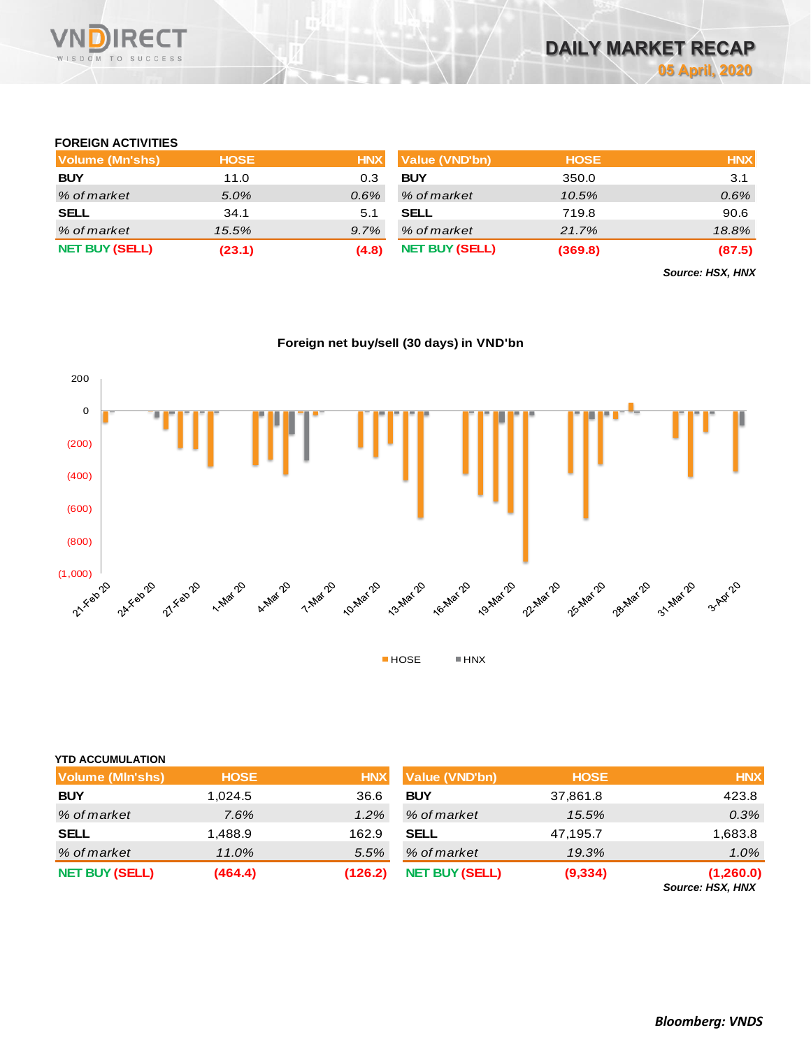## FOREIGN ACTIVITIES

| Volume (Mn'shs) | HOSE | HNX | Value (VND'bn) | HOSE | HNX |
|---|---|---|---|---|---|
| **BUY** | 11.0 | 0.3 | **BUY** | 350.0 | 3.1 |
| *% of market* | *5.0%* | *0.6%* | *% of market* | *10.5%* | *0.6%* |
| **SELL** | 34.1 | 5.1 | **SELL** | 719.8 | 90.6 |
| *% of market* | *15.5%* | *9.7%* | *% of market* | *21.7%* | *18.8%* |
| **NET BUY (SELL)** | **(23.1)** | **(4.8)** | **NET BUY (SELL)** | **(369.8)** | **(87.5)** |

***Source: HSX, HNX***

**Foreign net buy/sell (30 days) in VND'bn**

## YTD ACCUMULATION

| Volume (Mln'shs) | HOSE | HNX | Value (VND'bn) | HOSE | HNX |
|---|---|---|---|---|---|
| **BUY** | 1,024.5 | 36.6 | **BUY** | 37,861.8 | 423.8 |
| *% of market* | *7.6%* | *1.2%* | *% of market* | *15.5%* | *0.3%* |
| **SELL** | 1,488.9 | 162.9 | **SELL** | 47,195.7 | 1,683.8 |
| *% of market* | *11.0%* | *5.5%* | *% of market* | *19.3%* | *1.0%* |
| **NET BUY (SELL)** | **(464.4)** | **(126.2)** | **NET BUY (SELL)** | **(9,334)** | **(1,260.0)** |

***Source: HSX, HNX***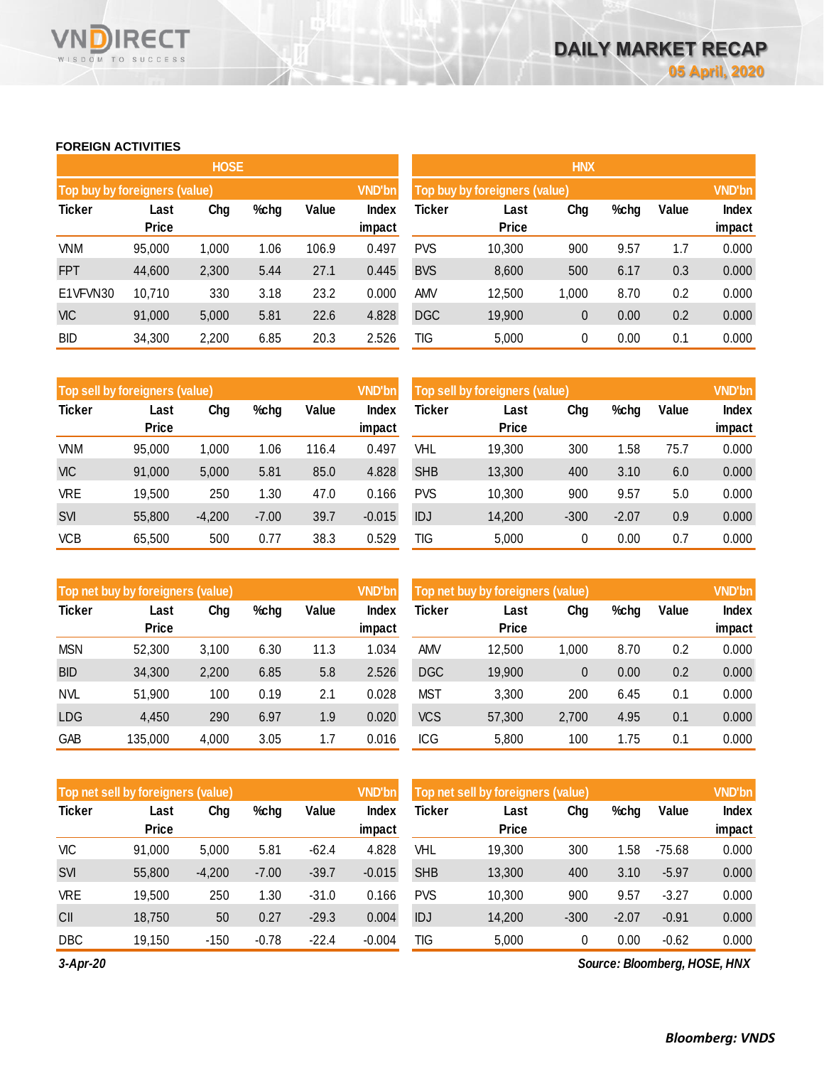## FOREIGN ACTIVITIES

### HOSE

| Top buy by foreigners (value) | | | | | VND'bn |
|---|---|---|---|---|---|
| Ticker | Last Price | Chg | %chg | Value | Index impact |
| VNM | 95,000 | 1,000 | 1.06 | 106.9 | 0.497 |
| FPT | 44,600 | 2,300 | 5.44 | 27.1 | 0.445 |
| E1VFVN30 | 10,710 | 330 | 3.18 | 23.2 | 0.000 |
| VIC | 91,000 | 5,000 | 5.81 | 22.6 | 4.828 |
| BID | 34,300 | 2,200 | 6.85 | 20.3 | 2.526 |

| Top sell by foreigners (value) | | | | | VND'bn |
|---|---|---|---|---|---|
| Ticker | Last Price | Chg | %chg | Value | Index impact |
| VNM | 95,000 | 1,000 | 1.06 | 116.4 | 0.497 |
| VIC | 91,000 | 5,000 | 5.81 | 85.0 | 4.828 |
| VRE | 19,500 | 250 | 1.30 | 47.0 | 0.166 |
| SVI | 55,800 | -4,200 | -7.00 | 39.7 | -0.015 |
| VCB | 65,500 | 500 | 0.77 | 38.3 | 0.529 |

| Top net buy by foreigners (value) | | | | | VND'bn |
|---|---|---|---|---|---|
| Ticker | Last Price | Chg | %chg | Value | Index impact |
| MSN | 52,300 | 3,100 | 6.30 | 11.3 | 1.034 |
| BID | 34,300 | 2,200 | 6.85 | 5.8 | 2.526 |
| NVL | 51,900 | 100 | 0.19 | 2.1 | 0.028 |
| LDG | 4,450 | 290 | 6.97 | 1.9 | 0.020 |
| GAB | 135,000 | 4,000 | 3.05 | 1.7 | 0.016 |

| Top net sell by foreigners (value) | | | | | VND'bn |
|---|---|---|---|---|---|
| Ticker | Last Price | Chg | %chg | Value | Index impact |
| VIC | 91,000 | 5,000 | 5.81 | -62.4 | 4.828 |
| SVI | 55,800 | -4,200 | -7.00 | -39.7 | -0.015 |
| VRE | 19,500 | 250 | 1.30 | -31.0 | 0.166 |
| CII | 18,750 | 50 | 0.27 | -29.3 | 0.004 |
| DBC | 19,150 | -150 | -0.78 | -22.4 | -0.004 |

### HNX

| Top buy by foreigners (value) | | | | | VND'bn |
|---|---|---|---|---|---|
| Ticker | Last Price | Chg | %chg | Value | Index impact |
| PVS | 10,300 | 900 | 9.57 | 1.7 | 0.000 |
| BVS | 8,600 | 500 | 6.17 | 0.3 | 0.000 |
| AMV | 12,500 | 1,000 | 8.70 | 0.2 | 0.000 |
| DGC | 19,900 | 0 | 0.00 | 0.2 | 0.000 |
| TIG | 5,000 | 0 | 0.00 | 0.1 | 0.000 |

| Top sell by foreigners (value) | | | | | VND'bn |
|---|---|---|---|---|---|
| Ticker | Last Price | Chg | %chg | Value | Index impact |
| VHL | 19,300 | 300 | 1.58 | 75.7 | 0.000 |
| SHB | 13,300 | 400 | 3.10 | 6.0 | 0.000 |
| PVS | 10,300 | 900 | 9.57 | 5.0 | 0.000 |
| IDJ | 14,200 | -300 | -2.07 | 0.9 | 0.000 |
| TIG | 5,000 | 0 | 0.00 | 0.7 | 0.000 |

| Top net buy by foreigners (value) | | | | | VND'bn |
|---|---|---|---|---|---|
| Ticker | Last Price | Chg | %chg | Value | Index impact |
| AMV | 12,500 | 1,000 | 8.70 | 0.2 | 0.000 |
| DGC | 19,900 | 0 | 0.00 | 0.2 | 0.000 |
| MST | 3,300 | 200 | 6.45 | 0.1 | 0.000 |
| VCS | 57,300 | 2,700 | 4.95 | 0.1 | 0.000 |
| ICG | 5,800 | 100 | 1.75 | 0.1 | 0.000 |

| Top net sell by foreigners (value) | | | | | VND'bn |
|---|---|---|---|---|---|
| Ticker | Last Price | Chg | %chg | Value | Index impact |
| VHL | 19,300 | 300 | 1.58 | -75.68 | 0.000 |
| SHB | 13,300 | 400 | 3.10 | -5.97 | 0.000 |
| PVS | 10,300 | 900 | 9.57 | -3.27 | 0.000 |
| IDJ | 14,200 | -300 | -2.07 | -0.91 | 0.000 |
| TIG | 5,000 | 0 | 0.00 | -0.62 | 0.000 |

*3-Apr-20*

*Source: Bloomberg, HOSE, HNX*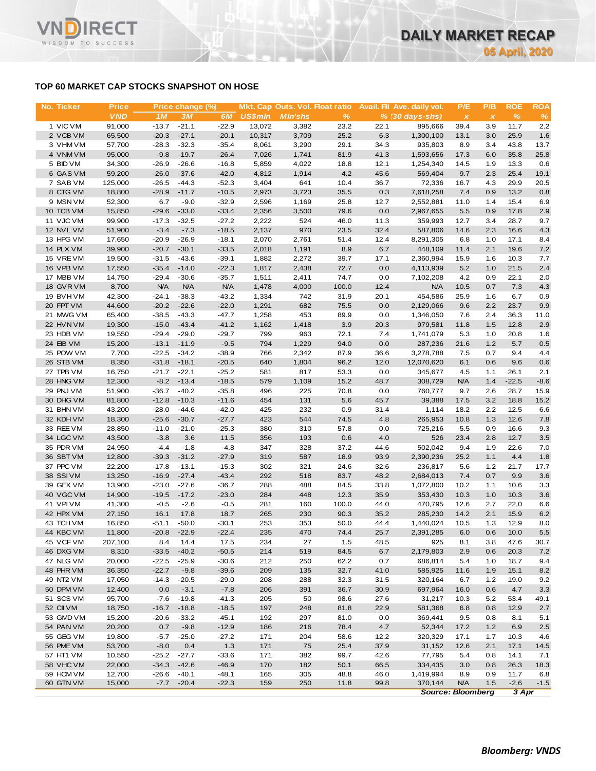# TOP 60 MARKET CAP STOCKS SNAPSHOT ON HOSE

| No. | Ticker | Price | Price change (%) | | | Mkt. Cap | Outs. Vol. | Float ratio | Avail. FII | Ave. daily vol. | P/E | P/B | ROE | ROA |
|---|---|---|---|---|---|---|---|---|---|---|---|---|---|---|
| | | VND | 1M | 3M | 6M | US$mln | Mln'shs | % | % | (30 days-shs) | x | x | % | % |
| 1 | VIC VM | 91,000 | -13.7 | -21.1 | -22.9 | 13,072 | 3,382 | 23.2 | 22.1 | 895,666 | 39.4 | 3.9 | 11.7 | 2.2 |
| 2 | VCB VM | 65,500 | -20.3 | -27.1 | -20.1 | 10,317 | 3,709 | 25.2 | 6.3 | 1,300,100 | 13.1 | 3.0 | 25.9 | 1.6 |
| 3 | VHM VM | 57,700 | -28.3 | -32.3 | -35.4 | 8,061 | 3,290 | 29.1 | 34.3 | 935,803 | 8.9 | 3.4 | 43.8 | 13.7 |
| 4 | VNM VM | 95,000 | -9.8 | -19.7 | -26.4 | 7,026 | 1,741 | 81.9 | 41.3 | 1,593,656 | 17.3 | 6.0 | 35.8 | 25.8 |
| 5 | BID VM | 34,300 | -26.9 | -26.6 | -16.8 | 5,859 | 4,022 | 18.8 | 12.1 | 1,254,340 | 14.5 | 1.9 | 13.3 | 0.6 |
| 6 | GAS VM | 59,200 | -26.0 | -37.6 | -42.0 | 4,812 | 1,914 | 4.2 | 45.6 | 569,404 | 9.7 | 2.3 | 25.4 | 19.1 |
| 7 | SAB VM | 125,000 | -26.5 | -44.3 | -52.3 | 3,404 | 641 | 10.4 | 36.7 | 72,336 | 16.7 | 4.3 | 29.9 | 20.5 |
| 8 | CTG VM | 18,800 | -28.9 | -11.7 | -10.5 | 2,973 | 3,723 | 35.5 | 0.3 | 7,618,258 | 7.4 | 0.9 | 13.2 | 0.8 |
| 9 | MSN VM | 52,300 | 6.7 | -9.0 | -32.9 | 2,596 | 1,169 | 25.8 | 12.7 | 2,552,881 | 11.0 | 1.4 | 15.4 | 6.9 |
| 10 | TCB VM | 15,850 | -29.6 | -33.0 | -33.4 | 2,356 | 3,500 | 79.6 | 0.0 | 2,967,655 | 5.5 | 0.9 | 17.8 | 2.9 |
| 11 | VJC VM | 99,900 | -17.3 | -32.5 | -27.2 | 2,222 | 524 | 46.0 | 11.3 | 359,993 | 12.7 | 3.4 | 28.7 | 9.7 |
| 12 | NVL VM | 51,900 | -3.4 | -7.3 | -18.5 | 2,137 | 970 | 23.5 | 32.4 | 587,806 | 14.6 | 2.3 | 16.6 | 4.3 |
| 13 | HPG VM | 17,650 | -20.9 | -26.9 | -18.1 | 2,070 | 2,761 | 51.4 | 12.4 | 8,291,305 | 6.8 | 1.0 | 17.1 | 8.4 |
| 14 | PLX VM | 39,900 | -20.7 | -30.1 | -33.5 | 2,018 | 1,191 | 8.9 | 6.7 | 448,109 | 11.4 | 2.1 | 19.6 | 7.2 |
| 15 | VRE VM | 19,500 | -31.5 | -43.6 | -39.1 | 1,882 | 2,272 | 39.7 | 17.1 | 2,360,994 | 15.9 | 1.6 | 10.3 | 7.7 |
| 16 | VPB VM | 17,550 | -35.4 | -14.0 | -22.3 | 1,817 | 2,438 | 72.7 | 0.0 | 4,113,939 | 5.2 | 1.0 | 21.5 | 2.4 |
| 17 | MBB VM | 14,750 | -29.4 | -30.6 | -35.7 | 1,511 | 2,411 | 74.7 | 0.0 | 7,102,208 | 4.2 | 0.9 | 22.1 | 2.0 |
| 18 | GVR VM | 8,700 | N/A | N/A | N/A | 1,478 | 4,000 | 100.0 | 12.4 | N/A | 10.5 | 0.7 | 7.3 | 4.3 |
| 19 | BVH VM | 42,300 | -24.1 | -38.3 | -43.2 | 1,334 | 742 | 31.9 | 20.1 | 454,586 | 25.9 | 1.6 | 6.7 | 0.9 |
| 20 | FPT VM | 44,600 | -20.2 | -22.6 | -22.0 | 1,291 | 682 | 75.5 | 0.0 | 2,129,066 | 9.6 | 2.2 | 23.7 | 9.9 |
| 21 | MWG VM | 65,400 | -38.5 | -43.3 | -47.7 | 1,258 | 453 | 89.9 | 0.0 | 1,346,050 | 7.6 | 2.4 | 36.3 | 11.0 |
| 22 | HVN VM | 19,300 | -15.0 | -43.4 | -41.2 | 1,162 | 1,418 | 3.9 | 20.3 | 979,581 | 11.8 | 1.5 | 12.8 | 2.9 |
| 23 | HDB VM | 19,550 | -29.4 | -29.0 | -29.7 | 799 | 963 | 72.1 | 7.4 | 1,741,079 | 5.3 | 1.0 | 20.8 | 1.6 |
| 24 | EIB VM | 15,200 | -13.1 | -11.9 | -9.5 | 794 | 1,229 | 94.0 | 0.0 | 287,236 | 21.6 | 1.2 | 5.7 | 0.5 |
| 25 | POW VM | 7,700 | -22.5 | -34.2 | -38.9 | 766 | 2,342 | 87.9 | 36.6 | 3,278,788 | 7.5 | 0.7 | 9.4 | 4.4 |
| 26 | STB VM | 8,350 | -31.8 | -18.1 | -20.5 | 640 | 1,804 | 96.2 | 12.0 | 12,070,620 | 6.1 | 0.6 | 9.6 | 0.6 |
| 27 | TPB VM | 16,750 | -21.7 | -22.1 | -25.2 | 581 | 817 | 53.3 | 0.0 | 345,677 | 4.5 | 1.1 | 26.1 | 2.1 |
| 28 | HNG VM | 12,300 | -8.2 | -13.4 | -18.5 | 579 | 1,109 | 15.2 | 48.7 | 308,729 | N/A | 1.4 | -22.5 | -8.6 |
| 29 | PNJ VM | 51,900 | -36.7 | -40.2 | -35.8 | 496 | 225 | 70.8 | 0.0 | 760,777 | 9.7 | 2.6 | 28.7 | 15.9 |
| 30 | DHG VM | 81,800 | -12.8 | -10.3 | -11.6 | 454 | 131 | 5.6 | 45.7 | 39,388 | 17.5 | 3.2 | 18.8 | 15.2 |
| 31 | BHN VM | 43,200 | -28.0 | -44.6 | -42.0 | 425 | 232 | 0.9 | 31.4 | 1,114 | 18.2 | 2.2 | 12.5 | 6.6 |
| 32 | KDH VM | 18,300 | -25.6 | -30.7 | -27.7 | 423 | 544 | 74.5 | 4.8 | 265,953 | 10.8 | 1.3 | 12.6 | 7.8 |
| 33 | REE VM | 28,850 | -11.0 | -21.0 | -25.3 | 380 | 310 | 57.8 | 0.0 | 725,216 | 5.5 | 0.9 | 16.6 | 9.3 |
| 34 | LGC VM | 43,500 | -3.8 | 3.6 | 11.5 | 356 | 193 | 0.6 | 4.0 | 526 | 23.4 | 2.8 | 12.7 | 3.5 |
| 35 | PDR VM | 24,950 | -4.4 | -1.8 | -4.8 | 347 | 328 | 37.2 | 44.6 | 502,042 | 9.4 | 1.9 | 22.6 | 7.0 |
| 36 | SBT VM | 12,800 | -39.3 | -31.2 | -27.9 | 319 | 587 | 18.9 | 93.9 | 2,390,236 | 25.2 | 1.1 | 4.4 | 1.8 |
| 37 | PPC VM | 22,200 | -17.8 | -13.1 | -15.3 | 302 | 321 | 24.6 | 32.6 | 236,817 | 5.6 | 1.2 | 21.7 | 17.7 |
| 38 | SSI VM | 13,250 | -16.9 | -27.4 | -43.4 | 292 | 518 | 83.7 | 48.2 | 2,684,013 | 7.4 | 0.7 | 9.9 | 3.6 |
| 39 | GEX VM | 13,900 | -23.0 | -27.6 | -36.7 | 288 | 488 | 84.5 | 33.8 | 1,072,800 | 10.2 | 1.1 | 10.6 | 3.3 |
| 40 | VGC VM | 14,900 | -19.5 | -17.2 | -23.0 | 284 | 448 | 12.3 | 35.9 | 353,430 | 10.3 | 1.0 | 10.3 | 3.6 |
| 41 | VPI VM | 41,300 | -0.5 | -2.6 | -0.5 | 281 | 160 | 100.0 | 44.0 | 470,795 | 12.6 | 2.7 | 22.0 | 6.6 |
| 42 | HPX VM | 27,150 | 16.1 | 17.8 | 18.7 | 265 | 230 | 90.3 | 35.2 | 285,230 | 14.2 | 2.1 | 15.9 | 6.2 |
| 43 | TCH VM | 16,850 | -51.1 | -50.0 | -30.1 | 253 | 353 | 50.0 | 44.4 | 1,440,024 | 10.5 | 1.3 | 12.9 | 8.0 |
| 44 | KBC VM | 11,800 | -20.8 | -22.9 | -22.4 | 235 | 470 | 74.4 | 25.7 | 2,391,285 | 6.0 | 0.6 | 10.0 | 5.5 |
| 45 | VCF VM | 207,100 | 8.4 | 14.4 | 17.5 | 234 | 27 | 1.5 | 48.5 | 925 | 8.1 | 3.8 | 47.6 | 30.7 |
| 46 | DXG VM | 8,310 | -33.5 | -40.2 | -50.5 | 214 | 519 | 84.5 | 6.7 | 2,179,803 | 2.9 | 0.6 | 20.3 | 7.2 |
| 47 | NLG VM | 20,000 | -22.5 | -25.9 | -30.6 | 212 | 250 | 62.2 | 0.7 | 686,814 | 5.4 | 1.0 | 18.7 | 9.4 |
| 48 | PHR VM | 36,350 | -22.7 | -9.8 | -39.6 | 209 | 135 | 32.7 | 41.0 | 585,925 | 11.6 | 1.9 | 15.1 | 8.2 |
| 49 | NT2 VM | 17,050 | -14.3 | -20.5 | -29.0 | 208 | 288 | 32.3 | 31.5 | 320,164 | 6.7 | 1.2 | 19.0 | 9.2 |
| 50 | DPM VM | 12,400 | 0.0 | -3.1 | -7.8 | 206 | 391 | 36.7 | 30.9 | 697,964 | 16.0 | 0.6 | 4.7 | 3.3 |
| 51 | SCS VM | 95,700 | -7.6 | -19.8 | -41.3 | 205 | 50 | 98.6 | 27.6 | 31,217 | 10.3 | 5.2 | 53.4 | 49.1 |
| 52 | CII VM | 18,750 | -16.7 | -18.8 | -18.5 | 197 | 248 | 81.8 | 22.9 | 581,368 | 6.8 | 0.8 | 12.9 | 2.7 |
| 53 | GMD VM | 15,200 | -20.6 | -33.2 | -45.1 | 192 | 297 | 81.0 | 0.0 | 369,441 | 9.5 | 0.8 | 8.1 | 5.1 |
| 54 | PAN VM | 20,200 | 0.7 | -9.8 | -12.9 | 186 | 216 | 78.4 | 4.7 | 52,344 | 17.2 | 1.2 | 6.9 | 2.5 |
| 55 | GEG VM | 19,800 | -5.7 | -25.0 | -27.2 | 171 | 204 | 58.6 | 12.2 | 320,329 | 17.1 | 1.7 | 10.3 | 4.6 |
| 56 | PME VM | 53,700 | -8.0 | 0.4 | 1.3 | 171 | 75 | 25.4 | 37.9 | 31,152 | 12.6 | 2.1 | 17.1 | 14.5 |
| 57 | HT1 VM | 10,550 | -25.2 | -27.7 | -33.6 | 171 | 382 | 99.7 | 42.6 | 77,795 | 5.4 | 0.8 | 14.1 | 7.1 |
| 58 | VHC VM | 22,000 | -34.3 | -42.6 | -46.9 | 170 | 182 | 50.1 | 66.5 | 334,435 | 3.0 | 0.8 | 26.3 | 18.3 |
| 59 | HCM VM | 12,700 | -26.6 | -40.1 | -48.1 | 165 | 305 | 48.8 | 46.0 | 1,419,994 | 8.9 | 0.9 | 11.7 | 6.8 |
| 60 | GTN VM | 15,000 | -7.7 | -20.4 | -22.3 | 159 | 250 | 11.8 | 99.8 | 370,144 | N/A | 1.5 | -2.6 | -1.5 |

*Source: Bloomberg* *3 Apr*

***Bloomberg: VNDS***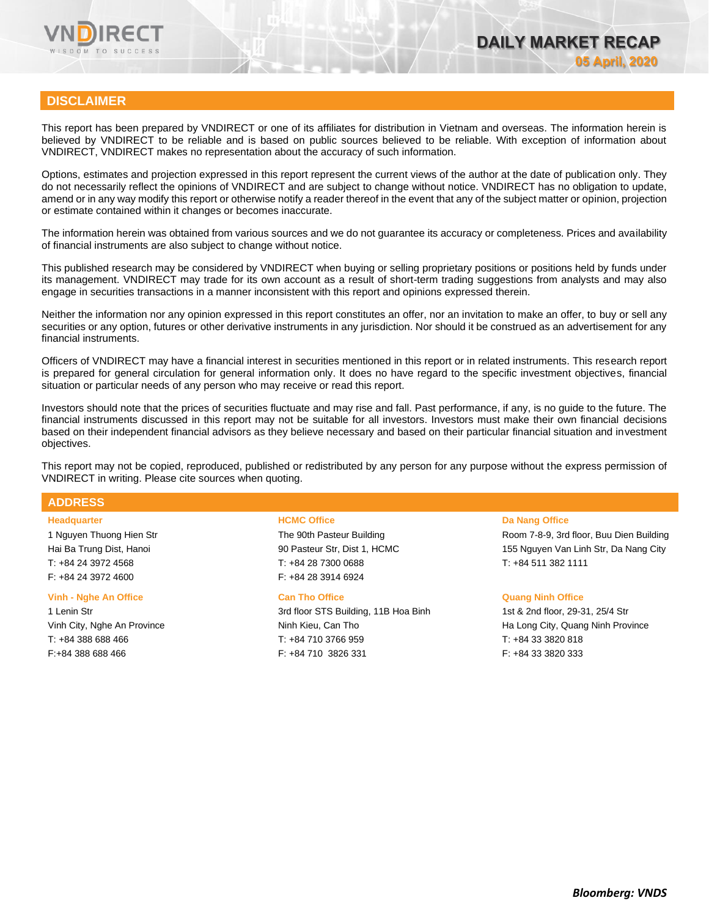## DISCLAIMER

This report has been prepared by VNDIRECT or one of its affiliates for distribution in Vietnam and overseas. The information herein is believed by VNDIRECT to be reliable and is based on public sources believed to be reliable. With exception of information about VNDIRECT, VNDIRECT makes no representation about the accuracy of such information.

Options, estimates and projection expressed in this report represent the current views of the author at the date of publication only. They do not necessarily reflect the opinions of VNDIRECT and are subject to change without notice. VNDIRECT has no obligation to update, amend or in any way modify this report or otherwise notify a reader thereof in the event that any of the subject matter or opinion, projection or estimate contained within it changes or becomes inaccurate.

The information herein was obtained from various sources and we do not guarantee its accuracy or completeness. Prices and availability of financial instruments are also subject to change without notice.

This published research may be considered by VNDIRECT when buying or selling proprietary positions or positions held by funds under its management. VNDIRECT may trade for its own account as a result of short-term trading suggestions from analysts and may also engage in securities transactions in a manner inconsistent with this report and opinions expressed therein.

Neither the information nor any opinion expressed in this report constitutes an offer, nor an invitation to make an offer, to buy or sell any securities or any option, futures or other derivative instruments in any jurisdiction. Nor should it be construed as an advertisement for any financial instruments.

Officers of VNDIRECT may have a financial interest in securities mentioned in this report or in related instruments. This research report is prepared for general circulation for general information only. It does no have regard to the specific investment objectives, financial situation or particular needs of any person who may receive or read this report.

Investors should note that the prices of securities fluctuate and may rise and fall. Past performance, if any, is no guide to the future. The financial instruments discussed in this report may not be suitable for all investors. Investors must make their own financial decisions based on their independent financial advisors as they believe necessary and based on their particular financial situation and investment objectives.

This report may not be copied, reproduced, published or redistributed by any person for any purpose without the express permission of VNDIRECT in writing. Please cite sources when quoting.

## ADDRESS

**Headquarter**
1 Nguyen Thuong Hien Str
Hai Ba Trung Dist, Hanoi
T: +84 24 3972 4568
F: +84 24 3972 4600

**HCMC Office**
The 90th Pasteur Building
90 Pasteur Str, Dist 1, HCMC
T: +84 28 7300 0688
F: +84 28 3914 6924

**Da Nang Office**
Room 7-8-9, 3rd floor, Buu Dien Building
155 Nguyen Van Linh Str, Da Nang City
T: +84 511 382 1111

**Vinh - Nghe An Office**
1 Lenin Str
Vinh City, Nghe An Province
T: +84 388 688 466
F:+84 388 688 466

**Can Tho Office**
3rd floor STS Building, 11B Hoa Binh
Ninh Kieu, Can Tho
T: +84 710 3766 959
F: +84 710 3826 331

**Quang Ninh Office**
1st & 2nd floor, 29-31, 25/4 Str
Ha Long City, Quang Ninh Province
T: +84 33 3820 818
F: +84 33 3820 333

***Bloomberg: VNDS***